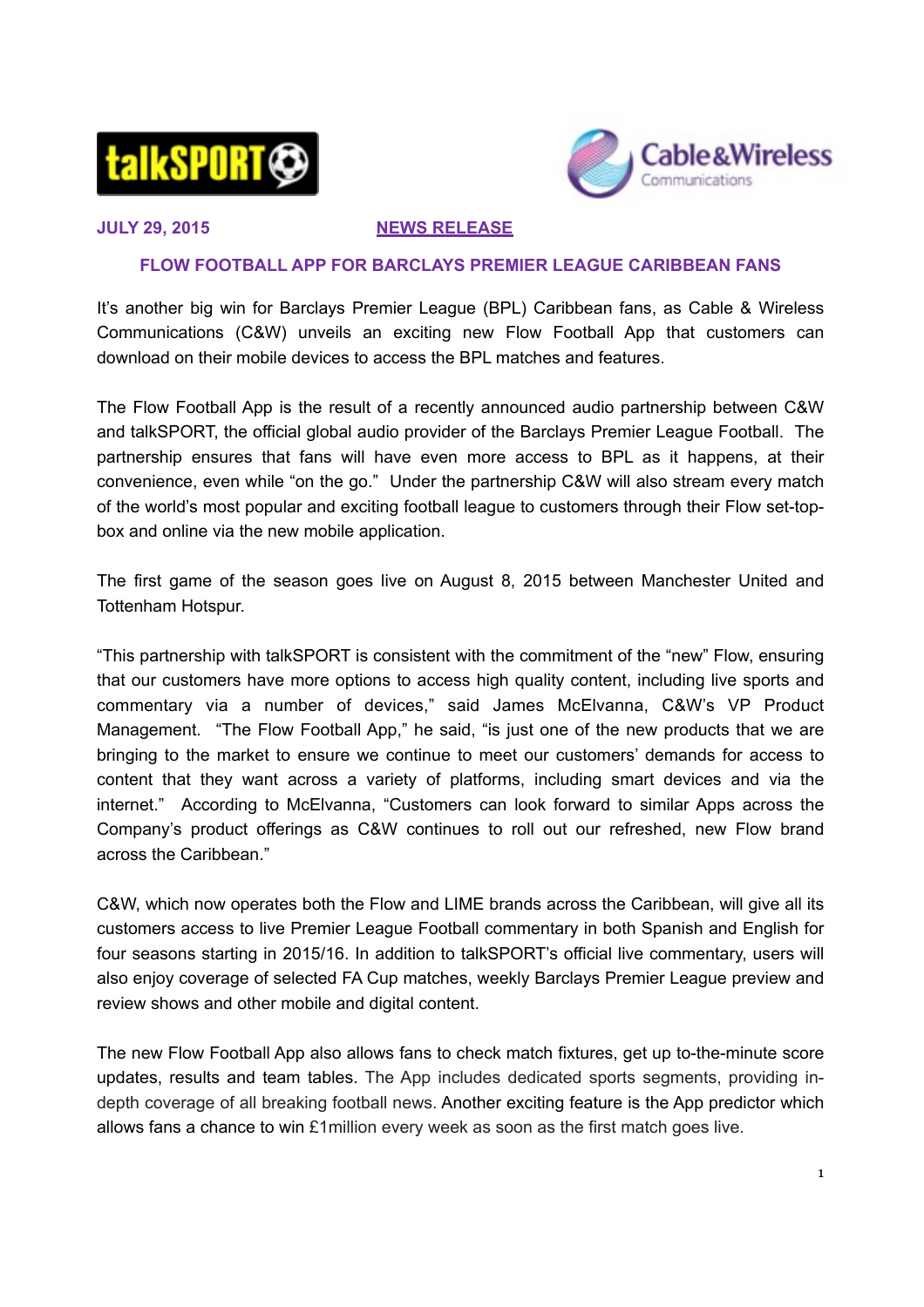**JULY 29, 2015** **NEWS RELEASE**

## FLOW FOOTBALL APP FOR BARCLAYS PREMIER LEAGUE CARIBBEAN FANS

It's another big win for Barclays Premier League (BPL) Caribbean fans, as Cable & Wireless Communications (C&W) unveils an exciting new Flow Football App that customers can download on their mobile devices to access the BPL matches and features.

The Flow Football App is the result of a recently announced audio partnership between C&W and talkSPORT, the official global audio provider of the Barclays Premier League Football. The partnership ensures that fans will have even more access to BPL as it happens, at their convenience, even while "on the go." Under the partnership C&W will also stream every match of the world's most popular and exciting football league to customers through their Flow set-top-box and online via the new mobile application.

The first game of the season goes live on August 8, 2015 between Manchester United and Tottenham Hotspur.

"This partnership with talkSPORT is consistent with the commitment of the "new" Flow, ensuring that our customers have more options to access high quality content, including live sports and commentary via a number of devices," said James McElvanna, C&W's VP Product Management. "The Flow Football App," he said, "is just one of the new products that we are bringing to the market to ensure we continue to meet our customers' demands for access to content that they want across a variety of platforms, including smart devices and via the internet." According to McElvanna, "Customers can look forward to similar Apps across the Company's product offerings as C&W continues to roll out our refreshed, new Flow brand across the Caribbean."

C&W, which now operates both the Flow and LIME brands across the Caribbean, will give all its customers access to live Premier League Football commentary in both Spanish and English for four seasons starting in 2015/16. In addition to talkSPORT's official live commentary, users will also enjoy coverage of selected FA Cup matches, weekly Barclays Premier League preview and review shows and other mobile and digital content.

The new Flow Football App also allows fans to check match fixtures, get up to-the-minute score updates, results and team tables. The App includes dedicated sports segments, providing in-depth coverage of all breaking football news. Another exciting feature is the App predictor which allows fans a chance to win £1million every week as soon as the first match goes live.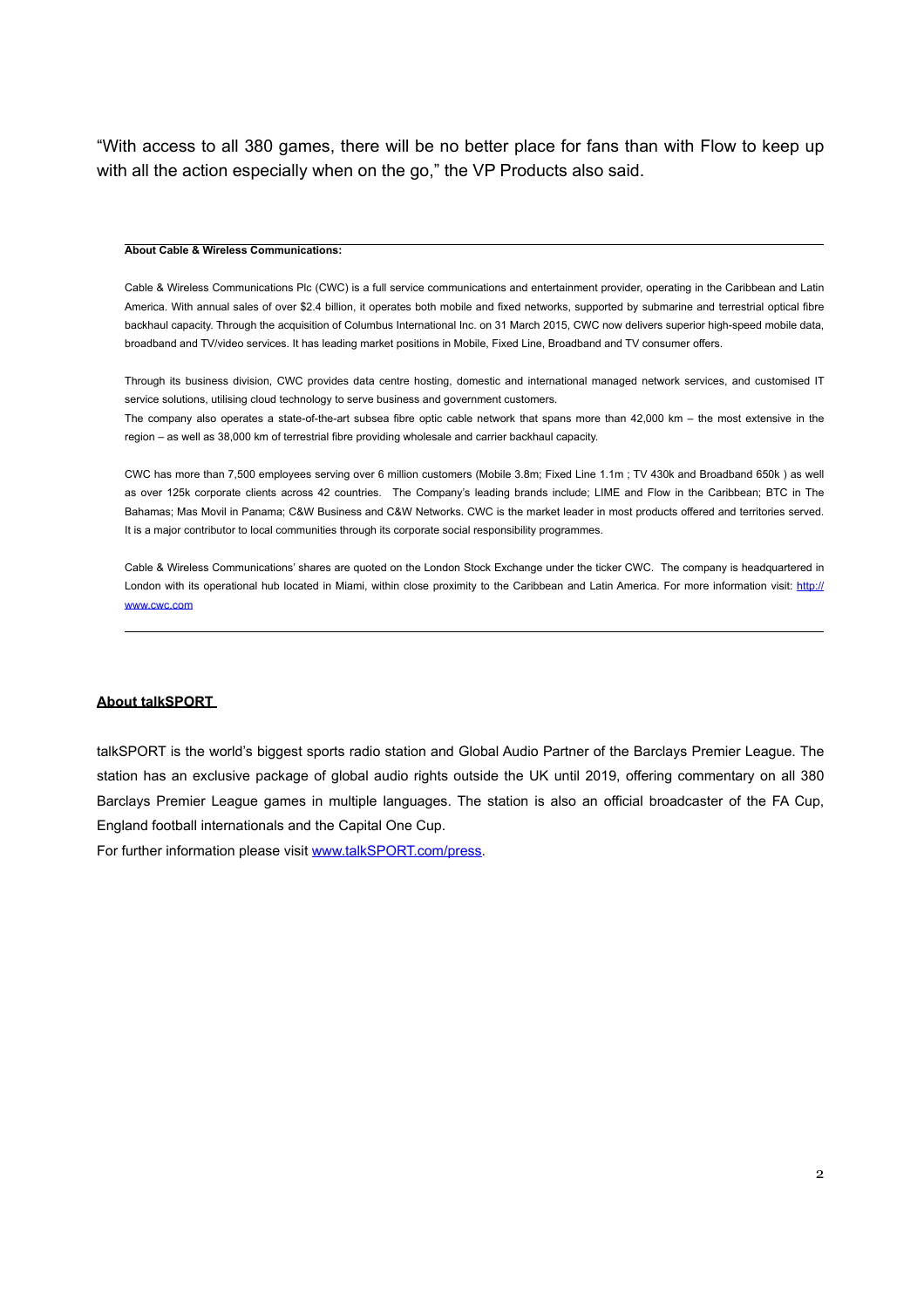"With access to all 380 games, there will be no better place for fans than with Flow to keep up with all the action especially when on the go," the VP Products also said.

---

**About Cable & Wireless Communications:**

Cable & Wireless Communications Plc (CWC) is a full service communications and entertainment provider, operating in the Caribbean and Latin America. With annual sales of over $2.4 billion, it operates both mobile and fixed networks, supported by submarine and terrestrial optical fibre backhaul capacity. Through the acquisition of Columbus International Inc. on 31 March 2015, CWC now delivers superior high-speed mobile data, broadband and TV/video services. It has leading market positions in Mobile, Fixed Line, Broadband and TV consumer offers.

Through its business division, CWC provides data centre hosting, domestic and international managed network services, and customised IT service solutions, utilising cloud technology to serve business and government customers.
The company also operates a state-of-the-art subsea fibre optic cable network that spans more than 42,000 km – the most extensive in the region – as well as 38,000 km of terrestrial fibre providing wholesale and carrier backhaul capacity.

CWC has more than 7,500 employees serving over 6 million customers (Mobile 3.8m; Fixed Line 1.1m ; TV 430k and Broadband 650k ) as well as over 125k corporate clients across 42 countries. The Company's leading brands include; LIME and Flow in the Caribbean; BTC in The Bahamas; Mas Movil in Panama; C&W Business and C&W Networks. CWC is the market leader in most products offered and territories served. It is a major contributor to local communities through its corporate social responsibility programmes.

Cable & Wireless Communications' shares are quoted on the London Stock Exchange under the ticker CWC. The company is headquartered in London with its operational hub located in Miami, within close proximity to the Caribbean and Latin America. For more information visit: http://www.cwc.com

---

**About talkSPORT**

talkSPORT is the world's biggest sports radio station and Global Audio Partner of the Barclays Premier League. The station has an exclusive package of global audio rights outside the UK until 2019, offering commentary on all 380 Barclays Premier League games in multiple languages. The station is also an official broadcaster of the FA Cup, England football internationals and the Capital One Cup.
For further information please visit www.talkSPORT.com/press.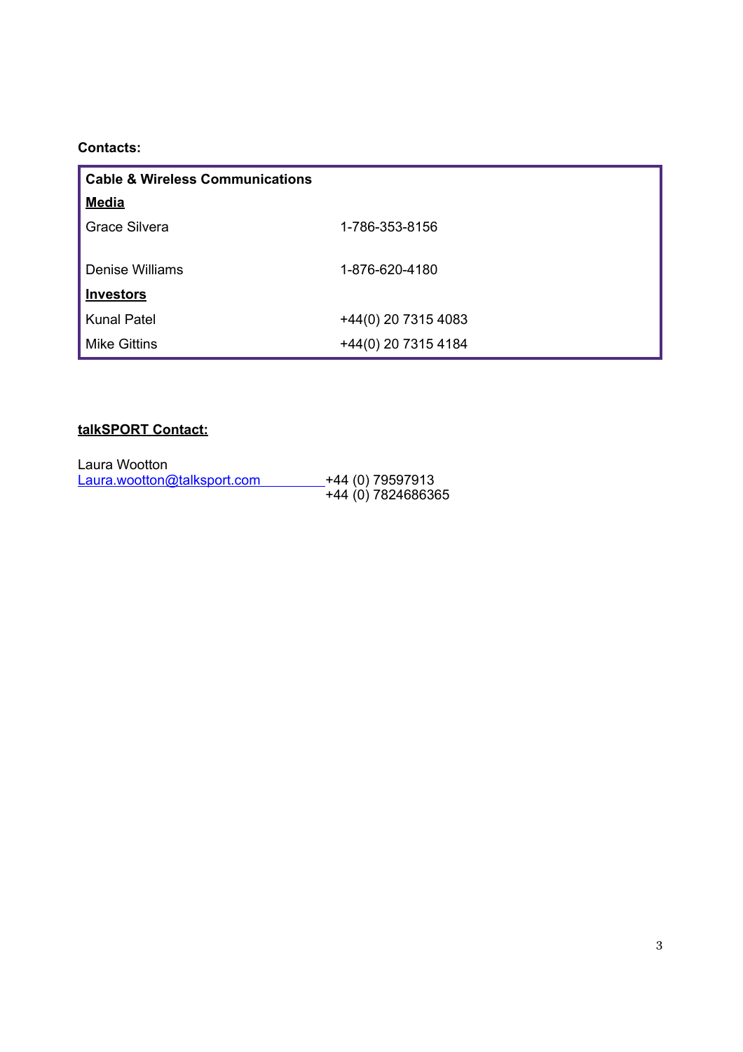**Contacts:**

| | |
|---|---|
| **Cable & Wireless Communications** | |
| **Media** | |
| Grace Silvera | 1-786-353-8156 |
| Denise Williams | 1-876-620-4180 |
| **Investors** | |
| Kunal Patel | +44(0) 20 7315 4083 |
| Mike Gittins | +44(0) 20 7315 4184 |

**talkSPORT Contact:**

Laura Wootton
Laura.wootton@talksport.com +44 (0) 79597913
+44 (0) 7824686365